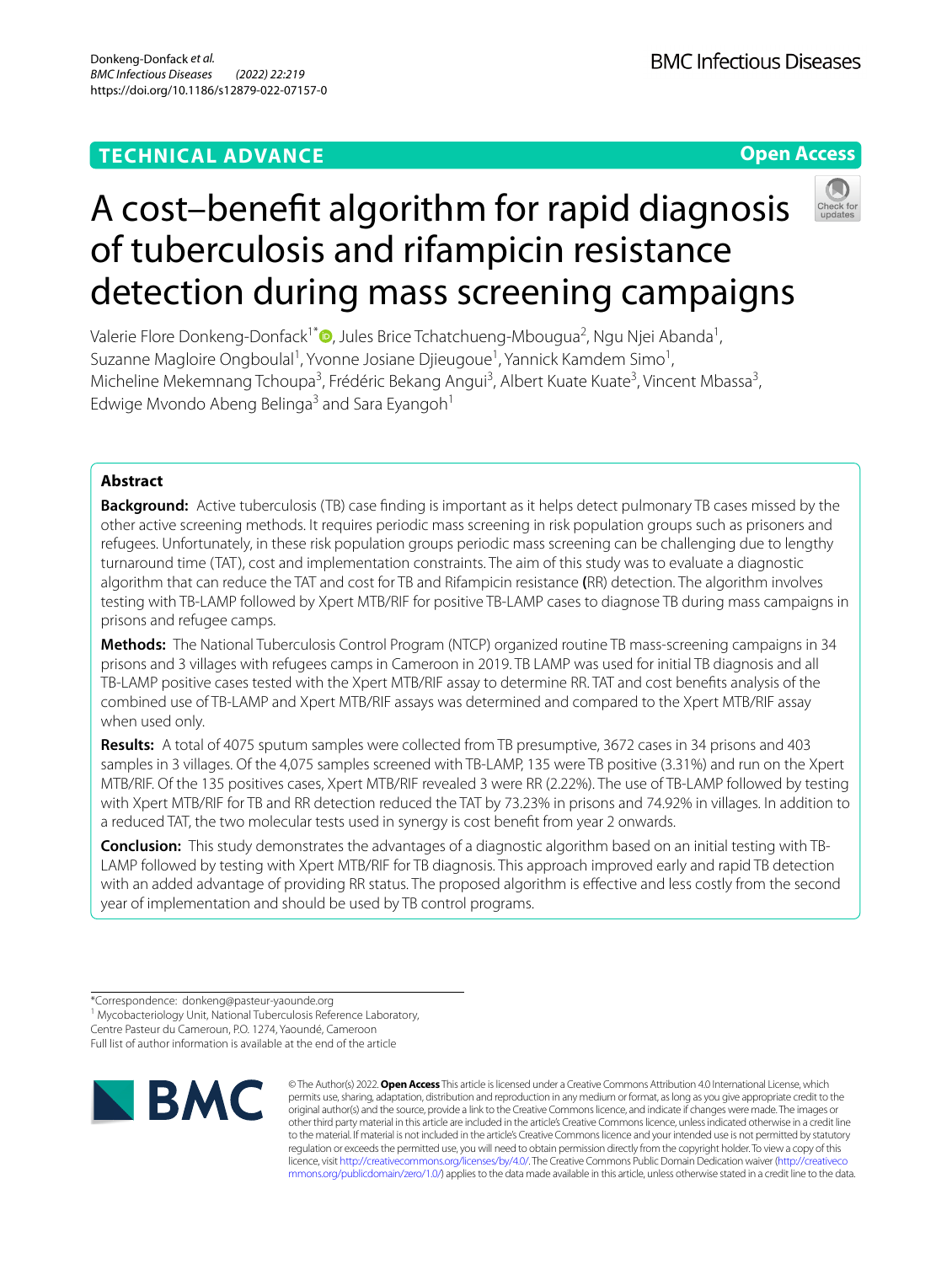TECHNICAL ADVANCE

Open Access

# A cost–benefit algorithm for rapid diagnosis of tuberculosis and rifampicin resistance detection during mass screening campaigns

Valerie Flore Donkeng-Donfack[1*], Jules Brice Tchatchueng-Mbougua[2], Ngu Njei Abanda[1], Suzanne Magloire Ongboulal[1], Yvonne Josiane Djieugoue[1], Yannick Kamdem Simo[1], Micheline Mekemnang Tchoupa[3], Frédéric Bekang Angui[3], Albert Kuate Kuate[3], Vincent Mbassa[3], Edwige Mvondo Abeng Belinga[3] and Sara Eyangoh[1]

## Abstract

**Background:** Active tuberculosis (TB) case finding is important as it helps detect pulmonary TB cases missed by the other active screening methods. It requires periodic mass screening in risk population groups such as prisoners and refugees. Unfortunately, in these risk population groups periodic mass screening can be challenging due to lengthy turnaround time (TAT), cost and implementation constraints. The aim of this study was to evaluate a diagnostic algorithm that can reduce the TAT and cost for TB and Rifampicin resistance **(**RR) detection. The algorithm involves testing with TB-LAMP followed by Xpert MTB/RIF for positive TB-LAMP cases to diagnose TB during mass campaigns in prisons and refugee camps.

**Methods:** The National Tuberculosis Control Program (NTCP) organized routine TB mass-screening campaigns in 34 prisons and 3 villages with refugees camps in Cameroon in 2019. TB LAMP was used for initial TB diagnosis and all TB-LAMP positive cases tested with the Xpert MTB/RIF assay to determine RR. TAT and cost benefits analysis of the combined use of TB-LAMP and Xpert MTB/RIF assays was determined and compared to the Xpert MTB/RIF assay when used only.

**Results:** A total of 4075 sputum samples were collected from TB presumptive, 3672 cases in 34 prisons and 403 samples in 3 villages. Of the 4,075 samples screened with TB-LAMP, 135 were TB positive (3.31%) and run on the Xpert MTB/RIF. Of the 135 positives cases, Xpert MTB/RIF revealed 3 were RR (2.22%). The use of TB-LAMP followed by testing with Xpert MTB/RIF for TB and RR detection reduced the TAT by 73.23% in prisons and 74.92% in villages. In addition to a reduced TAT, the two molecular tests used in synergy is cost benefit from year 2 onwards.

**Conclusion:** This study demonstrates the advantages of a diagnostic algorithm based on an initial testing with TB-LAMP followed by testing with Xpert MTB/RIF for TB diagnosis. This approach improved early and rapid TB detection with an added advantage of providing RR status. The proposed algorithm is effective and less costly from the second year of implementation and should be used by TB control programs.

*Correspondence: donkeng@pasteur-yaounde.org
[1] Mycobacteriology Unit, National Tuberculosis Reference Laboratory, Centre Pasteur du Cameroun, P.O. 1274, Yaoundé, Cameroon
Full list of author information is available at the end of the article

© The Author(s) 2022. **Open Access** This article is licensed under a Creative Commons Attribution 4.0 International License, which permits use, sharing, adaptation, distribution and reproduction in any medium or format, as long as you give appropriate credit to the original author(s) and the source, provide a link to the Creative Commons licence, and indicate if changes were made. The images or other third party material in this article are included in the article's Creative Commons licence, unless indicated otherwise in a credit line to the material. If material is not included in the article's Creative Commons licence and your intended use is not permitted by statutory regulation or exceeds the permitted use, you will need to obtain permission directly from the copyright holder. To view a copy of this licence, visit http://creativecommons.org/licenses/by/4.0/. The Creative Commons Public Domain Dedication waiver (http://creativecommons.org/publicdomain/zero/1.0/) applies to the data made available in this article, unless otherwise stated in a credit line to the data.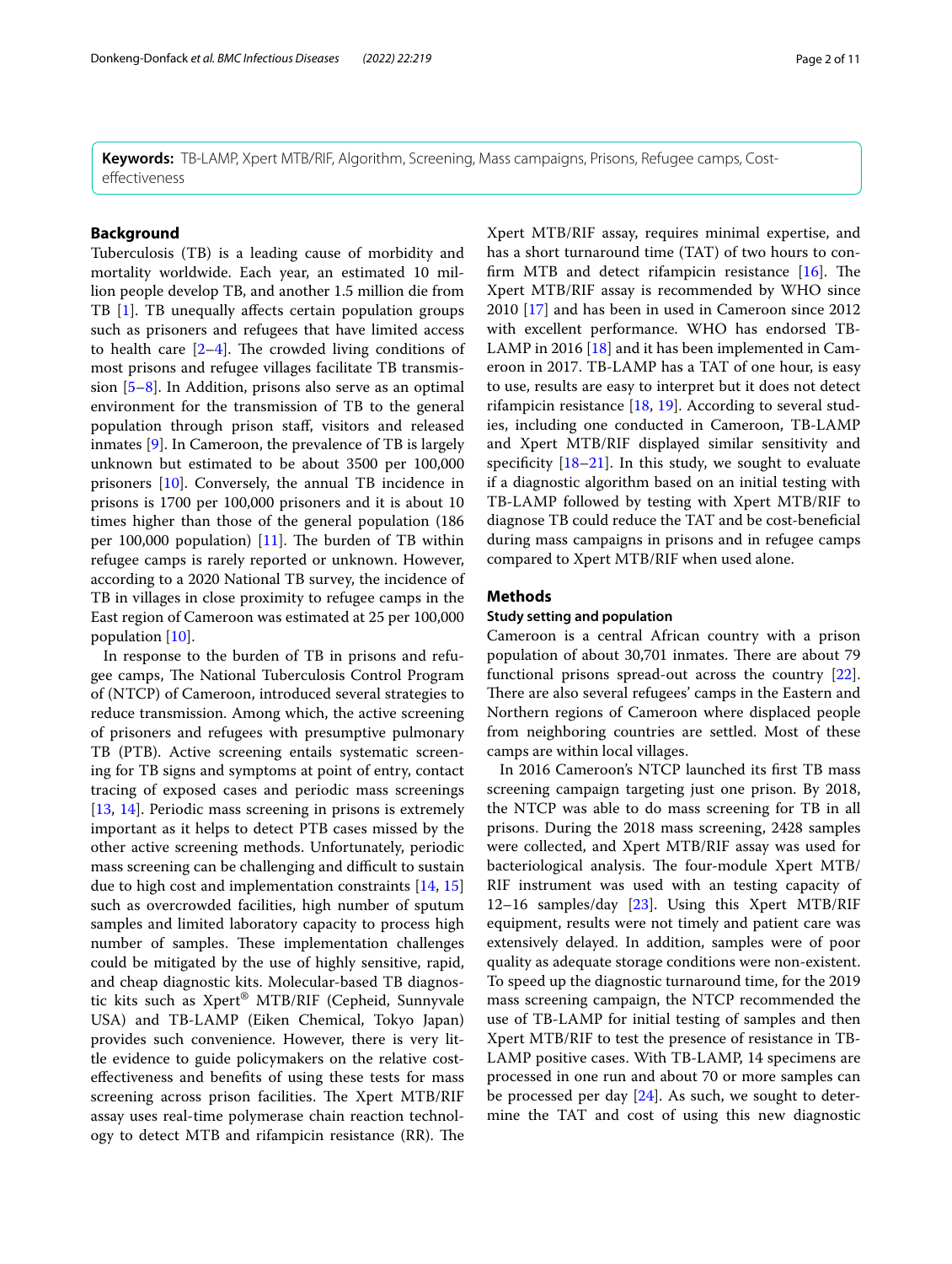**Keywords:** TB-LAMP, Xpert MTB/RIF, Algorithm, Screening, Mass campaigns, Prisons, Refugee camps, Cost-effectiveness

## Background

Tuberculosis (TB) is a leading cause of morbidity and mortality worldwide. Each year, an estimated 10 million people develop TB, and another 1.5 million die from TB [1]. TB unequally affects certain population groups such as prisoners and refugees that have limited access to health care [2–4]. The crowded living conditions of most prisons and refugee villages facilitate TB transmission [5–8]. In Addition, prisons also serve as an optimal environment for the transmission of TB to the general population through prison staff, visitors and released inmates [9]. In Cameroon, the prevalence of TB is largely unknown but estimated to be about 3500 per 100,000 prisoners [10]. Conversely, the annual TB incidence in prisons is 1700 per 100,000 prisoners and it is about 10 times higher than those of the general population (186 per 100,000 population) [11]. The burden of TB within refugee camps is rarely reported or unknown. However, according to a 2020 National TB survey, the incidence of TB in villages in close proximity to refugee camps in the East region of Cameroon was estimated at 25 per 100,000 population [10].

In response to the burden of TB in prisons and refugee camps, The National Tuberculosis Control Program of (NTCP) of Cameroon, introduced several strategies to reduce transmission. Among which, the active screening of prisoners and refugees with presumptive pulmonary TB (PTB). Active screening entails systematic screening for TB signs and symptoms at point of entry, contact tracing of exposed cases and periodic mass screenings [13, 14]. Periodic mass screening in prisons is extremely important as it helps to detect PTB cases missed by the other active screening methods. Unfortunately, periodic mass screening can be challenging and difficult to sustain due to high cost and implementation constraints [14, 15] such as overcrowded facilities, high number of sputum samples and limited laboratory capacity to process high number of samples. These implementation challenges could be mitigated by the use of highly sensitive, rapid, and cheap diagnostic kits. Molecular-based TB diagnostic kits such as Xpert® MTB/RIF (Cepheid, Sunnyvale USA) and TB-LAMP (Eiken Chemical, Tokyo Japan) provides such convenience. However, there is very little evidence to guide policymakers on the relative cost-effectiveness and benefits of using these tests for mass screening across prison facilities. The Xpert MTB/RIF assay uses real-time polymerase chain reaction technology to detect MTB and rifampicin resistance (RR). The Xpert MTB/RIF assay, requires minimal expertise, and has a short turnaround time (TAT) of two hours to confirm MTB and detect rifampicin resistance [16]. The Xpert MTB/RIF assay is recommended by WHO since 2010 [17] and has been in used in Cameroon since 2012 with excellent performance. WHO has endorsed TB-LAMP in 2016 [18] and it has been implemented in Cameroon in 2017. TB-LAMP has a TAT of one hour, is easy to use, results are easy to interpret but it does not detect rifampicin resistance [18, 19]. According to several studies, including one conducted in Cameroon, TB-LAMP and Xpert MTB/RIF displayed similar sensitivity and specificity [18–21]. In this study, we sought to evaluate if a diagnostic algorithm based on an initial testing with TB-LAMP followed by testing with Xpert MTB/RIF to diagnose TB could reduce the TAT and be cost-beneficial during mass campaigns in prisons and in refugee camps compared to Xpert MTB/RIF when used alone.

## Methods

### Study setting and population

Cameroon is a central African country with a prison population of about 30,701 inmates. There are about 79 functional prisons spread-out across the country [22]. There are also several refugees' camps in the Eastern and Northern regions of Cameroon where displaced people from neighboring countries are settled. Most of these camps are within local villages.

In 2016 Cameroon's NTCP launched its first TB mass screening campaign targeting just one prison. By 2018, the NTCP was able to do mass screening for TB in all prisons. During the 2018 mass screening, 2428 samples were collected, and Xpert MTB/RIF assay was used for bacteriological analysis. The four-module Xpert MTB/RIF instrument was used with an testing capacity of 12–16 samples/day [23]. Using this Xpert MTB/RIF equipment, results were not timely and patient care was extensively delayed. In addition, samples were of poor quality as adequate storage conditions were non-existent. To speed up the diagnostic turnaround time, for the 2019 mass screening campaign, the NTCP recommended the use of TB-LAMP for initial testing of samples and then Xpert MTB/RIF to test the presence of resistance in TB-LAMP positive cases. With TB-LAMP, 14 specimens are processed in one run and about 70 or more samples can be processed per day [24]. As such, we sought to determine the TAT and cost of using this new diagnostic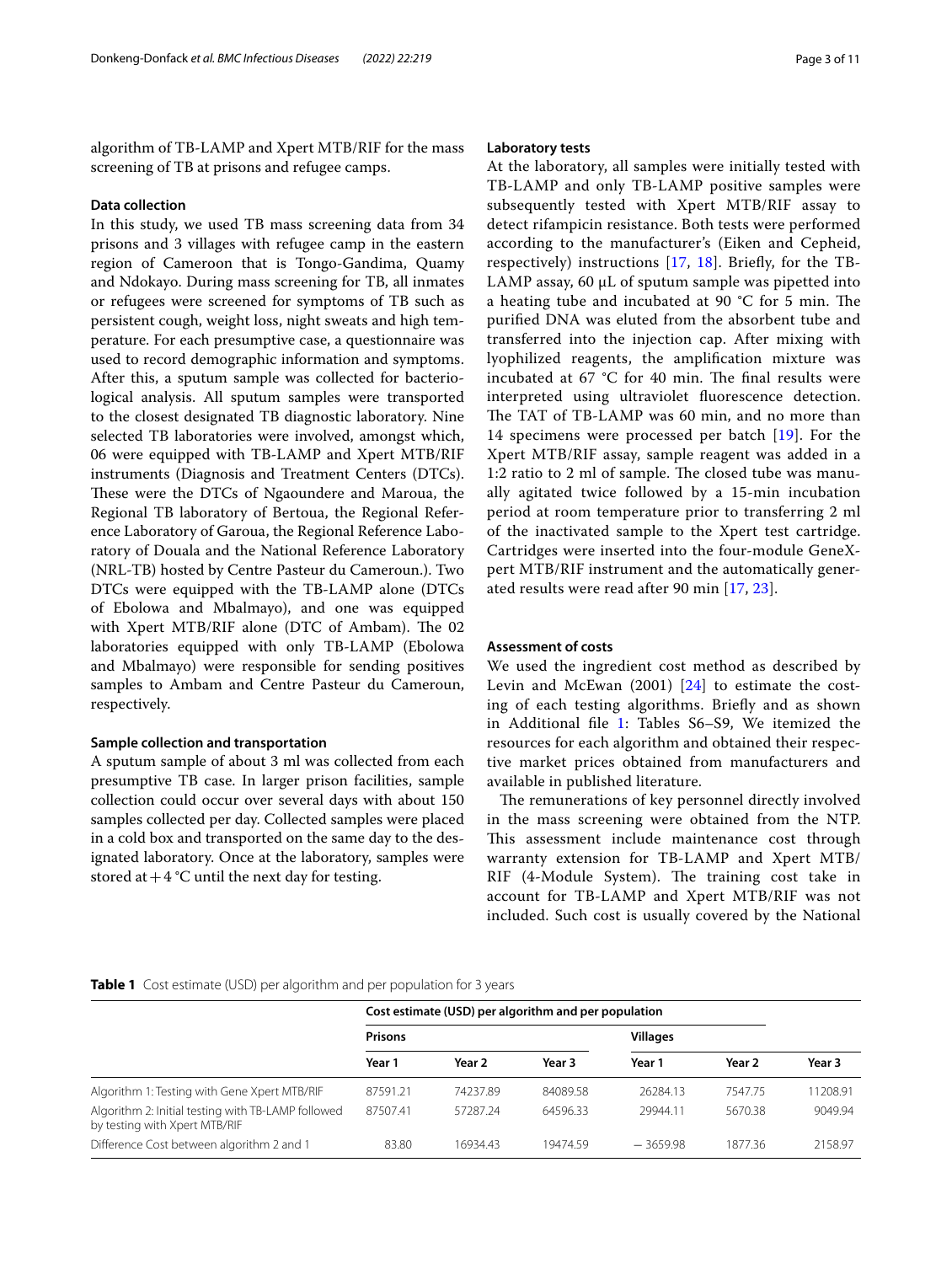algorithm of TB-LAMP and Xpert MTB/RIF for the mass screening of TB at prisons and refugee camps.

### Data collection

In this study, we used TB mass screening data from 34 prisons and 3 villages with refugee camp in the eastern region of Cameroon that is Tongo-Gandima, Quamy and Ndokayo. During mass screening for TB, all inmates or refugees were screened for symptoms of TB such as persistent cough, weight loss, night sweats and high temperature. For each presumptive case, a questionnaire was used to record demographic information and symptoms. After this, a sputum sample was collected for bacteriological analysis. All sputum samples were transported to the closest designated TB diagnostic laboratory. Nine selected TB laboratories were involved, amongst which, 06 were equipped with TB-LAMP and Xpert MTB/RIF instruments (Diagnosis and Treatment Centers (DTCs). These were the DTCs of Ngaoundere and Maroua, the Regional TB laboratory of Bertoua, the Regional Reference Laboratory of Garoua, the Regional Reference Laboratory of Douala and the National Reference Laboratory (NRL-TB) hosted by Centre Pasteur du Cameroun.). Two DTCs were equipped with the TB-LAMP alone (DTCs of Ebolowa and Mbalmayo), and one was equipped with Xpert MTB/RIF alone (DTC of Ambam). The 02 laboratories equipped with only TB-LAMP (Ebolowa and Mbalmayo) were responsible for sending positives samples to Ambam and Centre Pasteur du Cameroun, respectively.

### Sample collection and transportation

A sputum sample of about 3 ml was collected from each presumptive TB case. In larger prison facilities, sample collection could occur over several days with about 150 samples collected per day. Collected samples were placed in a cold box and transported on the same day to the designated laboratory. Once at the laboratory, samples were stored at + 4 °C until the next day for testing.

### Laboratory tests

At the laboratory, all samples were initially tested with TB-LAMP and only TB-LAMP positive samples were subsequently tested with Xpert MTB/RIF assay to detect rifampicin resistance. Both tests were performed according to the manufacturer's (Eiken and Cepheid, respectively) instructions [17, 18]. Briefly, for the TB-LAMP assay, 60 µL of sputum sample was pipetted into a heating tube and incubated at 90 °C for 5 min. The purified DNA was eluted from the absorbent tube and transferred into the injection cap. After mixing with lyophilized reagents, the amplification mixture was incubated at 67 °C for 40 min. The final results were interpreted using ultraviolet fluorescence detection. The TAT of TB-LAMP was 60 min, and no more than 14 specimens were processed per batch [19]. For the Xpert MTB/RIF assay, sample reagent was added in a 1:2 ratio to 2 ml of sample. The closed tube was manually agitated twice followed by a 15-min incubation period at room temperature prior to transferring 2 ml of the inactivated sample to the Xpert test cartridge. Cartridges were inserted into the four-module GeneXpert MTB/RIF instrument and the automatically generated results were read after 90 min [17, 23].

### Assessment of costs

We used the ingredient cost method as described by Levin and McEwan (2001) [24] to estimate the costing of each testing algorithms. Briefly and as shown in Additional file 1: Tables S6–S9, We itemized the resources for each algorithm and obtained their respective market prices obtained from manufacturers and available in published literature.

The remunerations of key personnel directly involved in the mass screening were obtained from the NTP. This assessment include maintenance cost through warranty extension for TB-LAMP and Xpert MTB/RIF (4-Module System). The training cost take in account for TB-LAMP and Xpert MTB/RIF was not included. Such cost is usually covered by the National

**Table 1** Cost estimate (USD) per algorithm and per population for 3 years

| | Cost estimate (USD) per algorithm and per population | | | | | |
|---|---|---|---|---|---|---|
| | Prisons | | | Villages | | |
| | Year 1 | Year 2 | Year 3 | Year 1 | Year 2 | Year 3 |
| Algorithm 1: Testing with Gene Xpert MTB/RIF | 87591.21 | 74237.89 | 84089.58 | 26284.13 | 7547.75 | 11208.91 |
| Algorithm 2: Initial testing with TB-LAMP followed by testing with Xpert MTB/RIF | 87507.41 | 57287.24 | 64596.33 | 29944.11 | 5670.38 | 9049.94 |
| Difference Cost between algorithm 2 and 1 | 83.80 | 16934.43 | 19474.59 | − 3659.98 | 1877.36 | 2158.97 |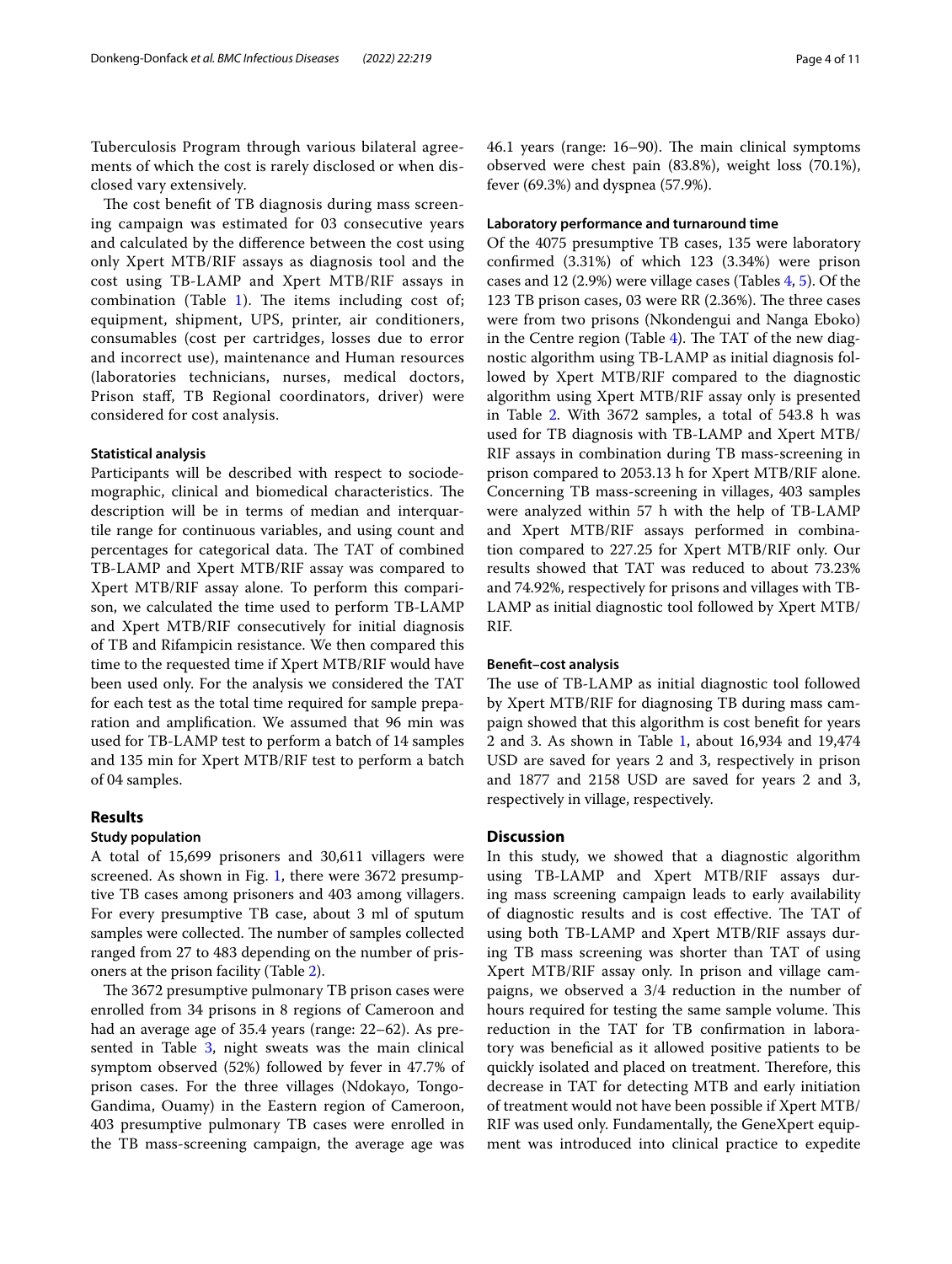Tuberculosis Program through various bilateral agreements of which the cost is rarely disclosed or when disclosed vary extensively.

The cost benefit of TB diagnosis during mass screening campaign was estimated for 03 consecutive years and calculated by the difference between the cost using only Xpert MTB/RIF assays as diagnosis tool and the cost using TB-LAMP and Xpert MTB/RIF assays in combination (Table 1). The items including cost of; equipment, shipment, UPS, printer, air conditioners, consumables (cost per cartridges, losses due to error and incorrect use), maintenance and Human resources (laboratories technicians, nurses, medical doctors, Prison staff, TB Regional coordinators, driver) were considered for cost analysis.

### Statistical analysis

Participants will be described with respect to sociodemographic, clinical and biomedical characteristics. The description will be in terms of median and interquartile range for continuous variables, and using count and percentages for categorical data. The TAT of combined TB-LAMP and Xpert MTB/RIF assay was compared to Xpert MTB/RIF assay alone. To perform this comparison, we calculated the time used to perform TB-LAMP and Xpert MTB/RIF consecutively for initial diagnosis of TB and Rifampicin resistance. We then compared this time to the requested time if Xpert MTB/RIF would have been used only. For the analysis we considered the TAT for each test as the total time required for sample preparation and amplification. We assumed that 96 min was used for TB-LAMP test to perform a batch of 14 samples and 135 min for Xpert MTB/RIF test to perform a batch of 04 samples.

## Results

### Study population

A total of 15,699 prisoners and 30,611 villagers were screened. As shown in Fig. 1, there were 3672 presumptive TB cases among prisoners and 403 among villagers. For every presumptive TB case, about 3 ml of sputum samples were collected. The number of samples collected ranged from 27 to 483 depending on the number of prisoners at the prison facility (Table 2).

The 3672 presumptive pulmonary TB prison cases were enrolled from 34 prisons in 8 regions of Cameroon and had an average age of 35.4 years (range: 22–62). As presented in Table 3, night sweats was the main clinical symptom observed (52%) followed by fever in 47.7% of prison cases. For the three villages (Ndokayo, Tongo-Gandima, Ouamy) in the Eastern region of Cameroon, 403 presumptive pulmonary TB cases were enrolled in the TB mass-screening campaign, the average age was 46.1 years (range: 16–90). The main clinical symptoms observed were chest pain (83.8%), weight loss (70.1%), fever (69.3%) and dyspnea (57.9%).

### Laboratory performance and turnaround time

Of the 4075 presumptive TB cases, 135 were laboratory confirmed (3.31%) of which 123 (3.34%) were prison cases and 12 (2.9%) were village cases (Tables 4, 5). Of the 123 TB prison cases, 03 were RR (2.36%). The three cases were from two prisons (Nkondengui and Nanga Eboko) in the Centre region (Table 4). The TAT of the new diagnostic algorithm using TB-LAMP as initial diagnosis followed by Xpert MTB/RIF compared to the diagnostic algorithm using Xpert MTB/RIF assay only is presented in Table 2. With 3672 samples, a total of 543.8 h was used for TB diagnosis with TB-LAMP and Xpert MTB/RIF assays in combination during TB mass-screening in prison compared to 2053.13 h for Xpert MTB/RIF alone. Concerning TB mass-screening in villages, 403 samples were analyzed within 57 h with the help of TB-LAMP and Xpert MTB/RIF assays performed in combination compared to 227.25 for Xpert MTB/RIF only. Our results showed that TAT was reduced to about 73.23% and 74.92%, respectively for prisons and villages with TB-LAMP as initial diagnostic tool followed by Xpert MTB/RIF.

### Benefit–cost analysis

The use of TB-LAMP as initial diagnostic tool followed by Xpert MTB/RIF for diagnosing TB during mass campaign showed that this algorithm is cost benefit for years 2 and 3. As shown in Table 1, about 16,934 and 19,474 USD are saved for years 2 and 3, respectively in prison and 1877 and 2158 USD are saved for years 2 and 3, respectively in village, respectively.

## Discussion

In this study, we showed that a diagnostic algorithm using TB-LAMP and Xpert MTB/RIF assays during mass screening campaign leads to early availability of diagnostic results and is cost effective. The TAT of using both TB-LAMP and Xpert MTB/RIF assays during TB mass screening was shorter than TAT of using Xpert MTB/RIF assay only. In prison and village campaigns, we observed a 3/4 reduction in the number of hours required for testing the same sample volume. This reduction in the TAT for TB confirmation in laboratory was beneficial as it allowed positive patients to be quickly isolated and placed on treatment. Therefore, this decrease in TAT for detecting MTB and early initiation of treatment would not have been possible if Xpert MTB/RIF was used only. Fundamentally, the GeneXpert equipment was introduced into clinical practice to expedite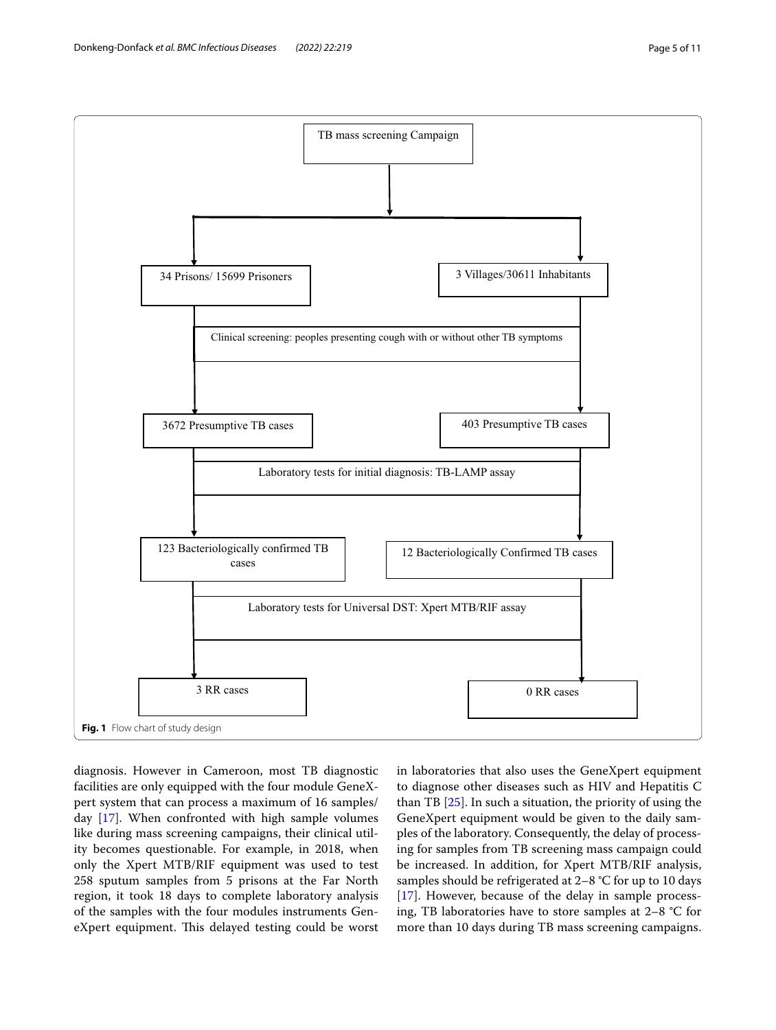TB mass screening Campaign

34 Prisons/ 15699 Prisoners | 3 Villages/30611 Inhabitants

Clinical screening: peoples presenting cough with or without other TB symptoms

3672 Presumptive TB cases | 403 Presumptive TB cases

Laboratory tests for initial diagnosis: TB-LAMP assay

123 Bacteriologically confirmed TB cases | 12 Bacteriologically Confirmed TB cases

Laboratory tests for Universal DST: Xpert MTB/RIF assay

3 RR cases | 0 RR cases

**Fig. 1** Flow chart of study design

diagnosis. However in Cameroon, most TB diagnostic facilities are only equipped with the four module GeneXpert system that can process a maximum of 16 samples/day [17]. When confronted with high sample volumes like during mass screening campaigns, their clinical utility becomes questionable. For example, in 2018, when only the Xpert MTB/RIF equipment was used to test 258 sputum samples from 5 prisons at the Far North region, it took 18 days to complete laboratory analysis of the samples with the four modules instruments GeneXpert equipment. This delayed testing could be worst in laboratories that also uses the GeneXpert equipment to diagnose other diseases such as HIV and Hepatitis C than TB [25]. In such a situation, the priority of using the GeneXpert equipment would be given to the daily samples of the laboratory. Consequently, the delay of processing for samples from TB screening mass campaign could be increased. In addition, for Xpert MTB/RIF analysis, samples should be refrigerated at 2–8 °C for up to 10 days [17]. However, because of the delay in sample processing, TB laboratories have to store samples at 2–8 °C for more than 10 days during TB mass screening campaigns.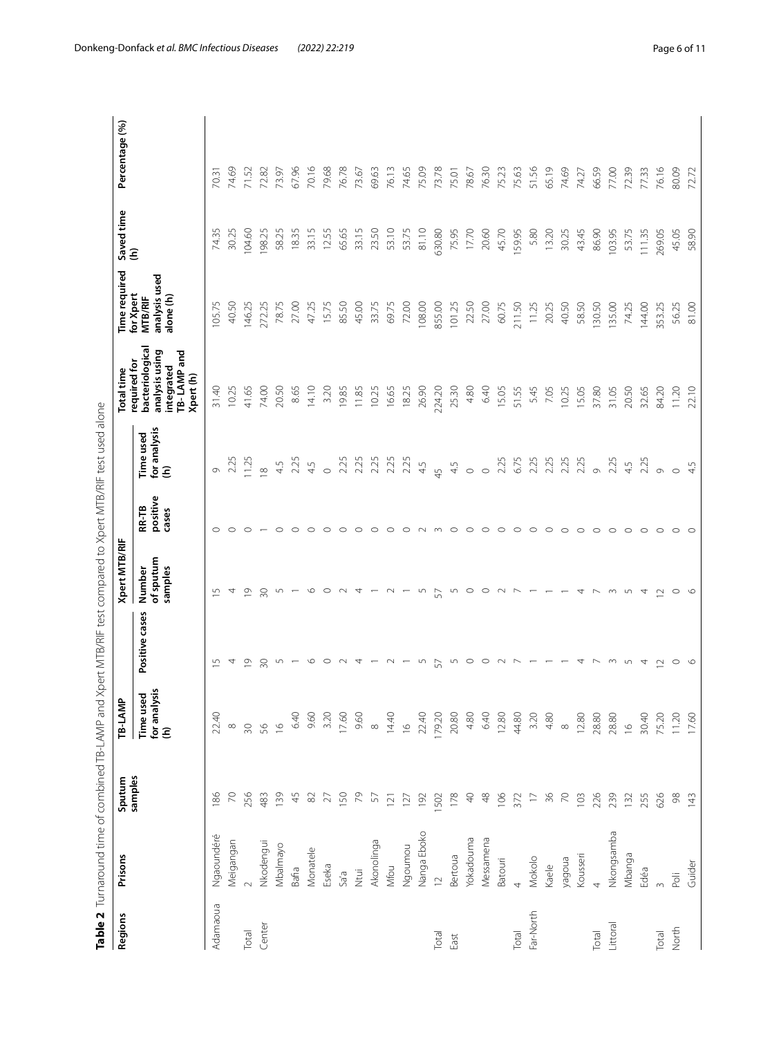**Table 2** Turnaround time of combined TB-LAMP and Xpert MTB/RIF test compared to Xpert MTB/RIF test used alone

| Regions | Prisons | Sputum samples | TB-LAMP | | Xpert MTB/RIF | | | Total time required for bacteriological analysis using integrated TB-LAMP and Xpert (h) | Time required for Xpert MTB/RIF analysis used alone (h) | Saved time (h) | Percentage (%) |
|---|---|---|---|---|---|---|---|---|---|---|---|
| | | | Time used for analysis (h) | Positive cases | Number of sputum samples | RR-TB positive cases | Time used for analysis (h) | | | | |
| Adamaoua | Ngaoundéré | 186 | 22.40 | 15 | 15 | 0 | 9 | 31.40 | 105.75 | 74.35 | 70.31 |
| | Meigangan | 70 | 8 | 4 | 4 | 0 | 2.25 | 10.25 | 40.50 | 30.25 | 74.69 |
| Total | 2 | 256 | 30 | 19 | 19 | 0 | 11.25 | 41.65 | 146.25 | 104.60 | 71.52 |
| Center | Nkodengui | 483 | 56 | 30 | 30 | 1 | 18 | 74.00 | 272.25 | 198.25 | 72.82 |
| | Mbalmayo | 139 | 16 | 5 | 5 | 0 | 4.5 | 20.50 | 78.75 | 58.25 | 73.97 |
| | Bafia | 45 | 6.40 | 1 | 1 | 0 | 2.25 | 8.65 | 27.00 | 18.35 | 67.96 |
| | Monatele | 82 | 9.60 | 6 | 6 | 0 | 4.5 | 14.10 | 47.25 | 33.15 | 70.16 |
| | Eseka | 27 | 3.20 | 0 | 0 | 0 | 0 | 3.20 | 15.75 | 12.55 | 79.68 |
| | Sa'a | 150 | 17.60 | 2 | 2 | 0 | 2.25 | 19.85 | 85.50 | 65.65 | 76.78 |
| | Ntui | 79 | 9.60 | 4 | 4 | 0 | 2.25 | 11.85 | 45.00 | 33.15 | 73.67 |
| | Akonolinga | 57 | 8 | 1 | 1 | 0 | 2.25 | 10.25 | 33.75 | 23.50 | 69.63 |
| | Mfou | 121 | 14.40 | 2 | 2 | 0 | 2.25 | 16.65 | 69.75 | 53.10 | 76.13 |
| | Ngoumou | 127 | 16 | 1 | 1 | 0 | 2.25 | 18.25 | 72.00 | 53.75 | 74.65 |
| | Nanga Eboko | 192 | 22.40 | 5 | 5 | 2 | 4.5 | 26.90 | 108.00 | 81.10 | 75.09 |
| Total | 12 | 1502 | 179.20 | 57 | 57 | 3 | 45 | 224.20 | 855.00 | 630.80 | 73.78 |
| East | Bertoua | 178 | 20.80 | 5 | 5 | 0 | 4.5 | 25.30 | 101.25 | 75.95 | 75.01 |
| | Yokadouma | 40 | 4.80 | 0 | 0 | 0 | 0 | 4.80 | 22.50 | 17.70 | 78.67 |
| | Messamena | 48 | 6.40 | 0 | 0 | 0 | 0 | 6.40 | 27.00 | 20.60 | 76.30 |
| | Batouri | 106 | 12.80 | 2 | 2 | 0 | 2.25 | 15.05 | 60.75 | 45.70 | 75.23 |
| Total | 4 | 372 | 44.80 | 7 | 7 | 0 | 6.75 | 51.55 | 211.50 | 159.95 | 75.63 |
| Far-North | Mokolo | 17 | 3.20 | 1 | 1 | 0 | 2.25 | 5.45 | 11.25 | 5.80 | 51.56 |
| | Kaele | 36 | 4.80 | 1 | 1 | 0 | 2.25 | 7.05 | 20.25 | 13.20 | 65.19 |
| | yagoua | 70 | 8 | 1 | 1 | 0 | 2.25 | 10.25 | 40.50 | 30.25 | 74.69 |
| | Kousseri | 103 | 12.80 | 4 | 4 | 0 | 2.25 | 15.05 | 58.50 | 43.45 | 74.27 |
| Total | 4 | 226 | 28.80 | 7 | 7 | 0 | 9 | 37.80 | 130.50 | 86.90 | 66.59 |
| Littoral | Nkongsamba | 239 | 28.80 | 3 | 3 | 0 | 2.25 | 31.05 | 135.00 | 103.95 | 77.00 |
| | Mbanga | 132 | 16 | 5 | 5 | 0 | 4.5 | 20.50 | 74.25 | 53.75 | 72.39 |
| | Edéa | 255 | 30.40 | 4 | 4 | 0 | 2.25 | 32.65 | 144.00 | 111.35 | 77.33 |
| Total | 3 | 626 | 75.20 | 12 | 12 | 0 | 9 | 84.20 | 353.25 | 269.05 | 76.16 |
| North | Poli | 98 | 11.20 | 0 | 0 | 0 | 0 | 11.20 | 56.25 | 45.05 | 80.09 |
| | Guider | 143 | 17.60 | 6 | 6 | 0 | 4.5 | 22.10 | 81.00 | 58.90 | 72.72 |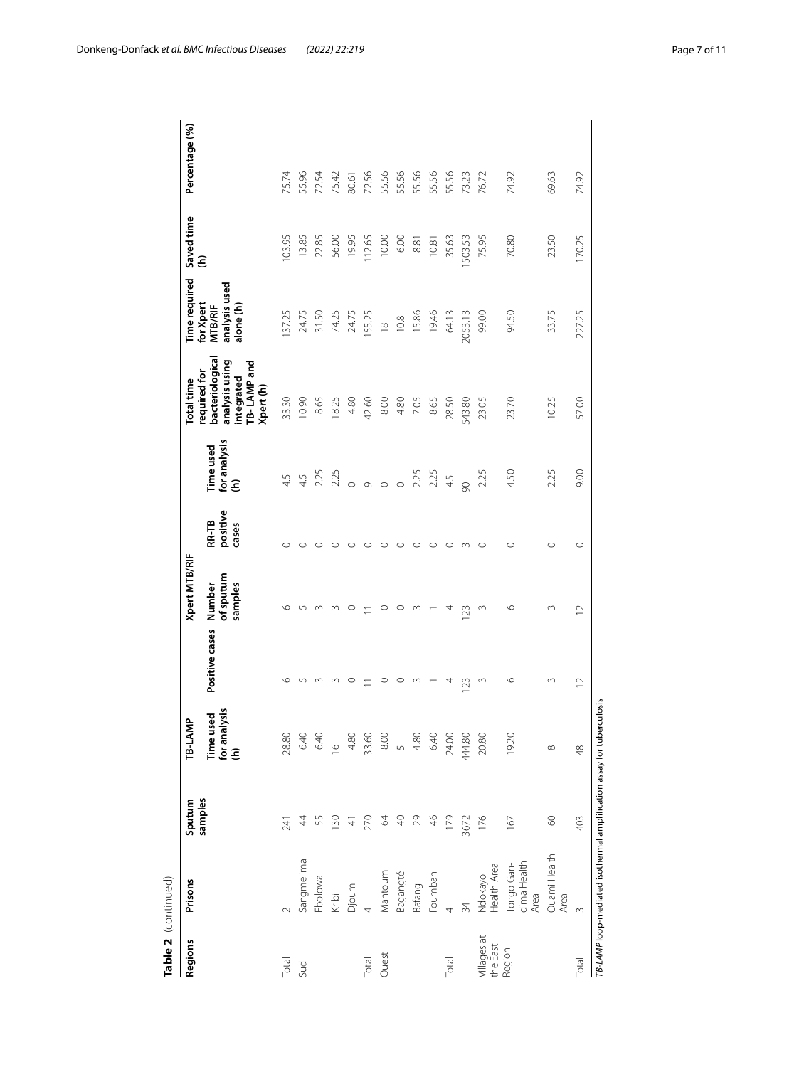**Table 2** (continued)

| Regions | Prisons | Sputum samples | TB-LAMP | | Xpert MTB/RIF | | | Total time required for bacteriological analysis using integrated TB-LAMP and Xpert (h) | Time required for Xpert MTB/RIF analysis used alone (h) | Saved time (h) | Percentage (%) |
|---|---|---|---|---|---|---|---|---|---|---|---|
| | | | Time used for analysis (h) | Positive cases | Number of sputum samples | RR-TB positive cases | Time used for analysis (h) | | | | |
| Total | 2 | 241 | 28.80 | 6 | 6 | 0 | 4.5 | 33.30 | 137.25 | 103.95 | 75.74 |
| Sud | Sangmelima | 44 | 6.40 | 5 | 5 | 0 | 4.5 | 10.90 | 24.75 | 13.85 | 55.96 |
| | Ebolowa | 55 | 6.40 | 3 | 3 | 0 | 2.25 | 8.65 | 31.50 | 22.85 | 72.54 |
| | Kribi | 130 | 16 | 3 | 3 | 0 | 2.25 | 18.25 | 74.25 | 56.00 | 75.42 |
| | Djoum | 41 | 4.80 | 0 | 0 | 0 | 0 | 4.80 | 24.75 | 19.95 | 80.61 |
| Total | 4 | 270 | 33.60 | 11 | 11 | 0 | 9 | 42.60 | 155.25 | 112.65 | 72.56 |
| Ouest | Mantoum | 64 | 8.00 | 0 | 0 | 0 | 0 | 8.00 | 18 | 10.00 | 55.56 |
| | Bagangté | 40 | 5 | 0 | 0 | 0 | 0 | 4.80 | 10.8 | 6.00 | 55.56 |
| | Bafang | 29 | 4.80 | 3 | 3 | 0 | 2.25 | 7.05 | 15.86 | 8.81 | 55.56 |
| | Foumban | 46 | 6.40 | 1 | 1 | 0 | 2.25 | 8.65 | 19.46 | 10.81 | 55.56 |
| Total | 4 | 179 | 24.00 | 4 | 4 | 0 | 4.5 | 28.50 | 64.13 | 35.63 | 55.56 |
| | 34 | 3672 | 444.80 | 123 | 123 | 3 | 90 | 543.80 | 2053.13 | 1503.53 | 73.23 |
| Villages at the East Region | Ndokayo Health Area | 176 | 20.80 | 3 | 3 | 0 | 2.25 | 23.05 | 99.00 | 75.95 | 76.72 |
| | Tongo Gandima Health Area | 167 | 19.20 | 6 | 6 | 0 | 4.50 | 23.70 | 94.50 | 70.80 | 74.92 |
| | Ouami Health Area | 60 | 8 | 3 | 3 | 0 | 2.25 | 10.25 | 33.75 | 23.50 | 69.63 |
| Total | 3 | 403 | 48 | 12 | 12 | 0 | 9.00 | 57.00 | 227.25 | 170.25 | 74.92 |

*TB-LAMP* loop-mediated isothermal amplification assay for tuberculosis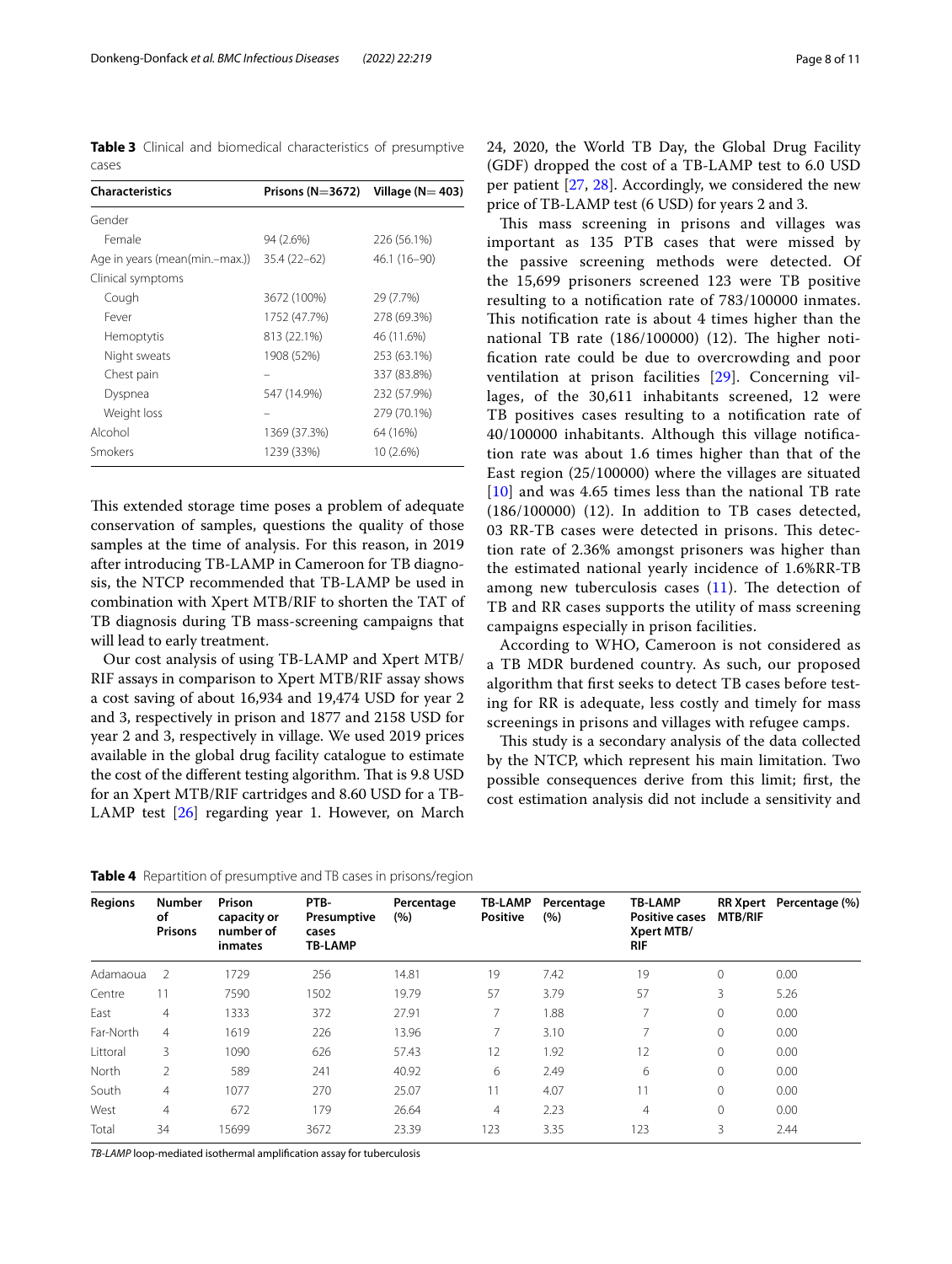**Table 3** Clinical and biomedical characteristics of presumptive cases

| Characteristics | Prisons (N=3672) | Village (N= 403) |
|---|---|---|
| Gender | | |
| Female | 94 (2.6%) | 226 (56.1%) |
| Age in years (mean(min.–max.)) | 35.4 (22–62) | 46.1 (16–90) |
| Clinical symptoms | | |
| Cough | 3672 (100%) | 29 (7.7%) |
| Fever | 1752 (47.7%) | 278 (69.3%) |
| Hemoptytis | 813 (22.1%) | 46 (11.6%) |
| Night sweats | 1908 (52%) | 253 (63.1%) |
| Chest pain | – | 337 (83.8%) |
| Dyspnea | 547 (14.9%) | 232 (57.9%) |
| Weight loss | – | 279 (70.1%) |
| Alcohol | 1369 (37.3%) | 64 (16%) |
| Smokers | 1239 (33%) | 10 (2.6%) |

This extended storage time poses a problem of adequate conservation of samples, questions the quality of those samples at the time of analysis. For this reason, in 2019 after introducing TB-LAMP in Cameroon for TB diagnosis, the NTCP recommended that TB-LAMP be used in combination with Xpert MTB/RIF to shorten the TAT of TB diagnosis during TB mass-screening campaigns that will lead to early treatment.

Our cost analysis of using TB-LAMP and Xpert MTB/RIF assays in comparison to Xpert MTB/RIF assay shows a cost saving of about 16,934 and 19,474 USD for year 2 and 3, respectively in prison and 1877 and 2158 USD for year 2 and 3, respectively in village. We used 2019 prices available in the global drug facility catalogue to estimate the cost of the different testing algorithm. That is 9.8 USD for an Xpert MTB/RIF cartridges and 8.60 USD for a TB-LAMP test [26] regarding year 1. However, on March 24, 2020, the World TB Day, the Global Drug Facility (GDF) dropped the cost of a TB-LAMP test to 6.0 USD per patient [27, 28]. Accordingly, we considered the new price of TB-LAMP test (6 USD) for years 2 and 3.

This mass screening in prisons and villages was important as 135 PTB cases that were missed by the passive screening methods were detected. Of the 15,699 prisoners screened 123 were TB positive resulting to a notification rate of 783/100000 inmates. This notification rate is about 4 times higher than the national TB rate (186/100000) (12). The higher notification rate could be due to overcrowding and poor ventilation at prison facilities [29]. Concerning villages, of the 30,611 inhabitants screened, 12 were TB positives cases resulting to a notification rate of 40/100000 inhabitants. Although this village notification rate was about 1.6 times higher than that of the East region (25/100000) where the villages are situated [10] and was 4.65 times less than the national TB rate (186/100000) (12). In addition to TB cases detected, 03 RR-TB cases were detected in prisons. This detection rate of 2.36% amongst prisoners was higher than the estimated national yearly incidence of 1.6%RR-TB among new tuberculosis cases (11). The detection of TB and RR cases supports the utility of mass screening campaigns especially in prison facilities.

According to WHO, Cameroon is not considered as a TB MDR burdened country. As such, our proposed algorithm that first seeks to detect TB cases before testing for RR is adequate, less costly and timely for mass screenings in prisons and villages with refugee camps.

This study is a secondary analysis of the data collected by the NTCP, which represent his main limitation. Two possible consequences derive from this limit; first, the cost estimation analysis did not include a sensitivity and

**Table 4** Repartition of presumptive and TB cases in prisons/region

| Regions | Number of Prisons | Prison capacity or number of inmates | PTB-Presumptive cases TB-LAMP | Percentage (%) | TB-LAMP Positive | Percentage (%) | TB-LAMP Positive cases Xpert MTB/RIF | RR Xpert MTB/RIF | Percentage (%) |
|---|---|---|---|---|---|---|---|---|---|
| Adamaoua | 2 | 1729 | 256 | 14.81 | 19 | 7.42 | 19 | 0 | 0.00 |
| Centre | 11 | 7590 | 1502 | 19.79 | 57 | 3.79 | 57 | 3 | 5.26 |
| East | 4 | 1333 | 372 | 27.91 | 7 | 1.88 | 7 | 0 | 0.00 |
| Far-North | 4 | 1619 | 226 | 13.96 | 7 | 3.10 | 7 | 0 | 0.00 |
| Littoral | 3 | 1090 | 626 | 57.43 | 12 | 1.92 | 12 | 0 | 0.00 |
| North | 2 | 589 | 241 | 40.92 | 6 | 2.49 | 6 | 0 | 0.00 |
| South | 4 | 1077 | 270 | 25.07 | 11 | 4.07 | 11 | 0 | 0.00 |
| West | 4 | 672 | 179 | 26.64 | 4 | 2.23 | 4 | 0 | 0.00 |
| Total | 34 | 15699 | 3672 | 23.39 | 123 | 3.35 | 123 | 3 | 2.44 |

*TB-LAMP* loop-mediated isothermal amplification assay for tuberculosis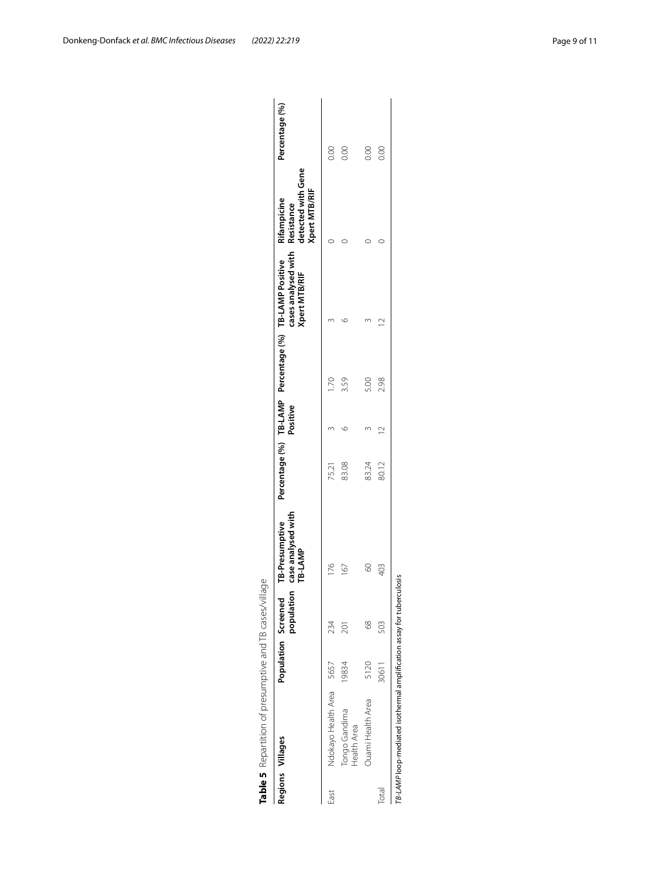**Table 5** Repartition of presumptive and TB cases/village

| Regions | Villages | Population | Screened population | TB-Presumptive case analysed with TB-LAMP | Percentage (%) | TB-LAMP Positive | Percentage (%) | TB-LAMP Positive cases analysed with Xpert MTB/RIF | Rifampicine Resistance detected with Gene Xpert MTB/RIF | Percentage (%) |
|---|---|---|---|---|---|---|---|---|---|---|
| East | Ndokayo Health Area | 5657 | 234 | 176 | 75.21 | 3 | 1.70 | 3 | 0 | 0.00 |
| | Tongo Gandima Health Area | 19834 | 201 | 167 | 83.08 | 6 | 3.59 | 6 | 0 | 0.00 |
| | Ouami Health Area | 5120 | 68 | 60 | 83.24 | 3 | 5.00 | 3 | 0 | 0.00 |
| Total | | 30611 | 503 | 403 | 80.12 | 12 | 2.98 | 12 | 0 | 0.00 |

*TB-LAMP* loop-mediated isothermal amplification assay for tuberculosis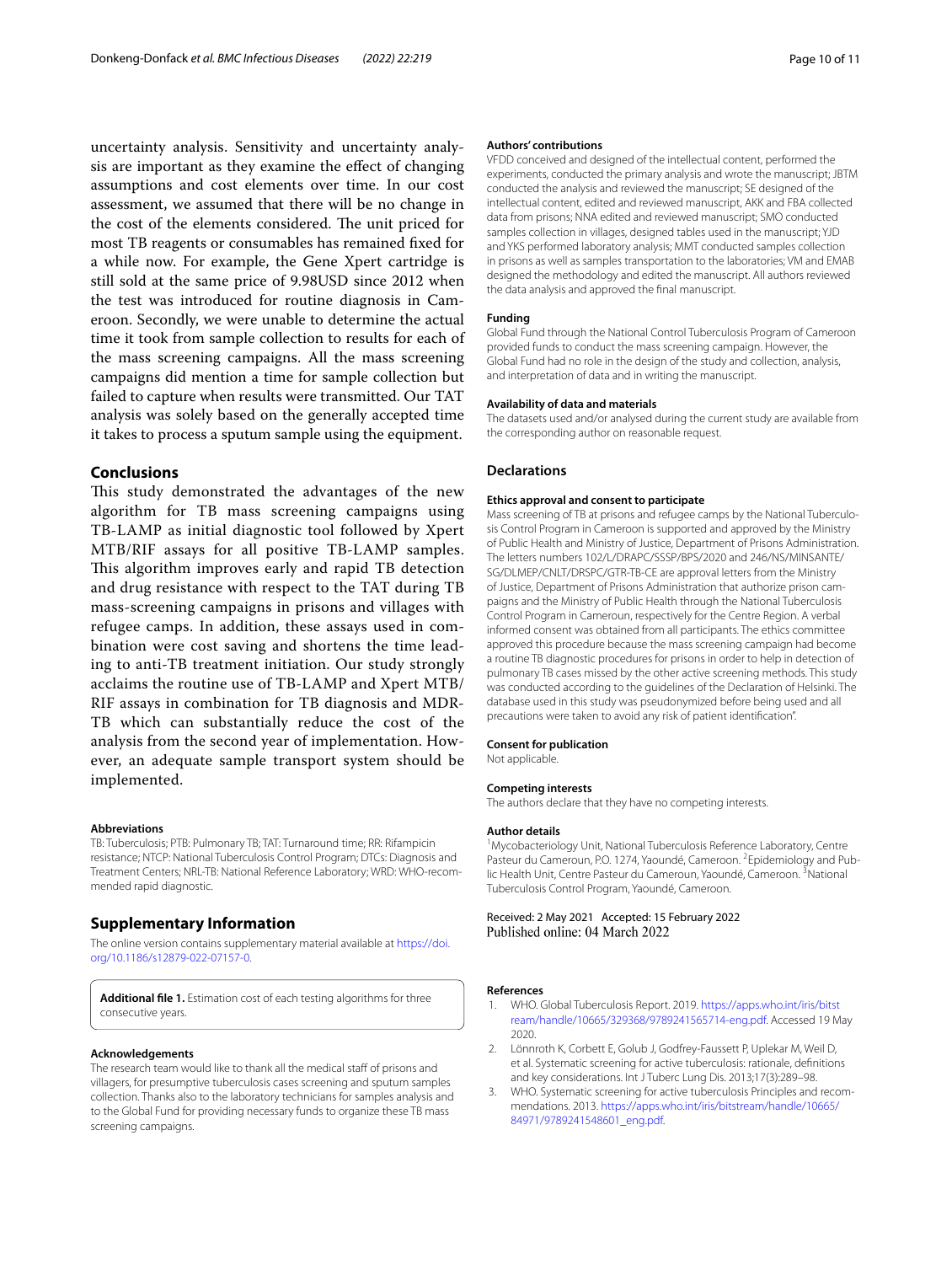uncertainty analysis. Sensitivity and uncertainty analysis are important as they examine the effect of changing assumptions and cost elements over time. In our cost assessment, we assumed that there will be no change in the cost of the elements considered. The unit priced for most TB reagents or consumables has remained fixed for a while now. For example, the Gene Xpert cartridge is still sold at the same price of 9.98USD since 2012 when the test was introduced for routine diagnosis in Cameroon. Secondly, we were unable to determine the actual time it took from sample collection to results for each of the mass screening campaigns. All the mass screening campaigns did mention a time for sample collection but failed to capture when results were transmitted. Our TAT analysis was solely based on the generally accepted time it takes to process a sputum sample using the equipment.

## Conclusions

This study demonstrated the advantages of the new algorithm for TB mass screening campaigns using TB-LAMP as initial diagnostic tool followed by Xpert MTB/RIF assays for all positive TB-LAMP samples. This algorithm improves early and rapid TB detection and drug resistance with respect to the TAT during TB mass-screening campaigns in prisons and villages with refugee camps. In addition, these assays used in combination were cost saving and shortens the time leading to anti-TB treatment initiation. Our study strongly acclaims the routine use of TB-LAMP and Xpert MTB/RIF assays in combination for TB diagnosis and MDR-TB which can substantially reduce the cost of the analysis from the second year of implementation. However, an adequate sample transport system should be implemented.

#### Abbreviations

TB: Tuberculosis; PTB: Pulmonary TB; TAT: Turnaround time; RR: Rifampicin resistance; NTCP: National Tuberculosis Control Program; DTCs: Diagnosis and Treatment Centers; NRL-TB: National Reference Laboratory; WRD: WHO-recommended rapid diagnostic.

## Supplementary Information

The online version contains supplementary material available at https://doi.org/10.1186/s12879-022-07157-0.

**Additional file 1.** Estimation cost of each testing algorithms for three consecutive years.

#### Acknowledgements

The research team would like to thank all the medical staff of prisons and villagers, for presumptive tuberculosis cases screening and sputum samples collection. Thanks also to the laboratory technicians for samples analysis and to the Global Fund for providing necessary funds to organize these TB mass screening campaigns.

#### Authors' contributions

VFDD conceived and designed of the intellectual content, performed the experiments, conducted the primary analysis and wrote the manuscript; JBTM conducted the analysis and reviewed the manuscript; SE designed of the intellectual content, edited and reviewed manuscript, AKK and FBA collected data from prisons; NNA edited and reviewed manuscript; SMO conducted samples collection in villages, designed tables used in the manuscript; YJD and YKS performed laboratory analysis; MMT conducted samples collection in prisons as well as samples transportation to the laboratories; VM and EMAB designed the methodology and edited the manuscript. All authors reviewed the data analysis and approved the final manuscript.

#### Funding

Global Fund through the National Control Tuberculosis Program of Cameroon provided funds to conduct the mass screening campaign. However, the Global Fund had no role in the design of the study and collection, analysis, and interpretation of data and in writing the manuscript.

#### Availability of data and materials

The datasets used and/or analysed during the current study are available from the corresponding author on reasonable request.

## Declarations

#### Ethics approval and consent to participate

Mass screening of TB at prisons and refugee camps by the National Tuberculosis Control Program in Cameroon is supported and approved by the Ministry of Public Health and Ministry of Justice, Department of Prisons Administration. The letters numbers 102/L/DRAPC/SSSP/BPS/2020 and 246/NS/MINSANTE/SG/DLMEP/CNLT/DRSPC/GTR-TB-CE are approval letters from the Ministry of Justice, Department of Prisons Administration that authorize prison campaigns and the Ministry of Public Health through the National Tuberculosis Control Program in Cameroun, respectively for the Centre Region. A verbal informed consent was obtained from all participants. The ethics committee approved this procedure because the mass screening campaign had become a routine TB diagnostic procedures for prisons in order to help in detection of pulmonary TB cases missed by the other active screening methods. This study was conducted according to the guidelines of the Declaration of Helsinki. The database used in this study was pseudonymized before being used and all precautions were taken to avoid any risk of patient identification".

#### Consent for publication

Not applicable.

#### Competing interests

The authors declare that they have no competing interests.

#### Author details

[1]Mycobacteriology Unit, National Tuberculosis Reference Laboratory, Centre Pasteur du Cameroun, P.O. 1274, Yaoundé, Cameroon. [2]Epidemiology and Public Health Unit, Centre Pasteur du Cameroun, Yaoundé, Cameroon. [3]National Tuberculosis Control Program, Yaoundé, Cameroon.

Received: 2 May 2021 Accepted: 15 February 2022
Published online: 04 March 2022

#### References

1. WHO. Global Tuberculosis Report. 2019. https://apps.who.int/iris/bitstream/handle/10665/329368/9789241565714-eng.pdf. Accessed 19 May 2020.
2. Lönnroth K, Corbett E, Golub J, Godfrey-Faussett P, Uplekar M, Weil D, et al. Systematic screening for active tuberculosis: rationale, definitions and key considerations. Int J Tuberc Lung Dis. 2013;17(3):289–98.
3. WHO. Systematic screening for active tuberculosis Principles and recommendations. 2013. https://apps.who.int/iris/bitstream/handle/10665/84971/9789241548601_eng.pdf.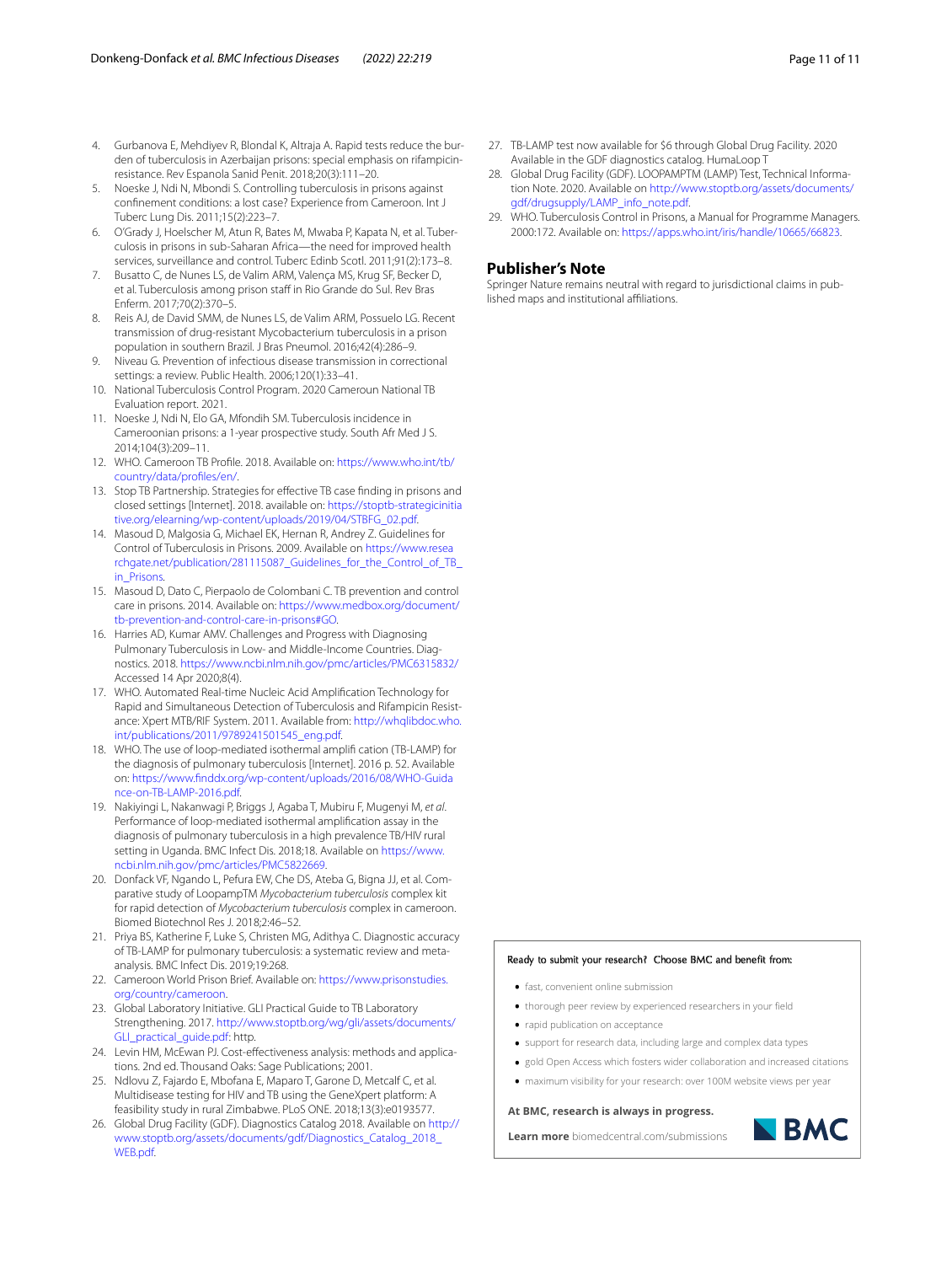4. Gurbanova E, Mehdiyev R, Blondal K, Altraja A. Rapid tests reduce the burden of tuberculosis in Azerbaijan prisons: special emphasis on rifampicin-resistance. Rev Espanola Sanid Penit. 2018;20(3):111–20.
5. Noeske J, Ndi N, Mbondi S. Controlling tuberculosis in prisons against confinement conditions: a lost case? Experience from Cameroon. Int J Tuberc Lung Dis. 2011;15(2):223–7.
6. O'Grady J, Hoelscher M, Atun R, Bates M, Mwaba P, Kapata N, et al. Tuberculosis in prisons in sub-Saharan Africa—the need for improved health services, surveillance and control. Tuberc Edinb Scotl. 2011;91(2):173–8.
7. Busatto C, de Nunes LS, de Valim ARM, Valença MS, Krug SF, Becker D, et al. Tuberculosis among prison staff in Rio Grande do Sul. Rev Bras Enferm. 2017;70(2):370–5.
8. Reis AJ, de David SMM, de Nunes LS, de Valim ARM, Possuelo LG. Recent transmission of drug-resistant Mycobacterium tuberculosis in a prison population in southern Brazil. J Bras Pneumol. 2016;42(4):286–9.
9. Niveau G. Prevention of infectious disease transmission in correctional settings: a review. Public Health. 2006;120(1):33–41.
10. National Tuberculosis Control Program. 2020 Cameroun National TB Evaluation report. 2021.
11. Noeske J, Ndi N, Elo GA, Mfondih SM. Tuberculosis incidence in Cameroonian prisons: a 1-year prospective study. South Afr Med J S. 2014;104(3):209–11.
12. WHO. Cameroon TB Profile. 2018. Available on: https://www.who.int/tb/country/data/profiles/en/.
13. Stop TB Partnership. Strategies for effective TB case finding in prisons and closed settings [Internet]. 2018. available on: https://stoptb-strategicinitiative.org/elearning/wp-content/uploads/2019/04/STBFG_02.pdf.
14. Masoud D, Malgosia G, Michael EK, Hernan R, Andrey Z. Guidelines for Control of Tuberculosis in Prisons. 2009. Available on https://www.researchgate.net/publication/281115087_Guidelines_for_the_Control_of_TB_in_Prisons.
15. Masoud D, Dato C, Pierpaolo de Colombani C. TB prevention and control care in prisons. 2014. Available on: https://www.medbox.org/document/tb-prevention-and-control-care-in-prisons#GO.
16. Harries AD, Kumar AMV. Challenges and Progress with Diagnosing Pulmonary Tuberculosis in Low- and Middle-Income Countries. Diagnostics. 2018. https://www.ncbi.nlm.nih.gov/pmc/articles/PMC6315832/ Accessed 14 Apr 2020;8(4).
17. WHO. Automated Real-time Nucleic Acid Amplification Technology for Rapid and Simultaneous Detection of Tuberculosis and Rifampicin Resistance: Xpert MTB/RIF System. 2011. Available from: http://whqlibdoc.who.int/publications/2011/9789241501545_eng.pdf.
18. WHO. The use of loop-mediated isothermal amplifi cation (TB-LAMP) for the diagnosis of pulmonary tuberculosis [Internet]. 2016 p. 52. Available on: https://www.finddx.org/wp-content/uploads/2016/08/WHO-Guidance-on-TB-LAMP-2016.pdf.
19. Nakiyingi L, Nakanwagi P, Briggs J, Agaba T, Mubiru F, Mugenyi M, *et al*. Performance of loop-mediated isothermal amplification assay in the diagnosis of pulmonary tuberculosis in a high prevalence TB/HIV rural setting in Uganda. BMC Infect Dis. 2018;18. Available on https://www.ncbi.nlm.nih.gov/pmc/articles/PMC5822669.
20. Donfack VF, Ngando L, Pefura EW, Che DS, Ateba G, Bigna JJ, et al. Comparative study of LoopampTM *Mycobacterium tuberculosis* complex kit for rapid detection of *Mycobacterium tuberculosis* complex in cameroon. Biomed Biotechnol Res J. 2018;2:46–52.
21. Priya BS, Katherine F, Luke S, Christen MG, Adithya C. Diagnostic accuracy of TB-LAMP for pulmonary tuberculosis: a systematic review and meta-analysis. BMC Infect Dis. 2019;19:268.
22. Cameroon World Prison Brief. Available on: https://www.prisonstudies.org/country/cameroon.
23. Global Laboratory Initiative. GLI Practical Guide to TB Laboratory Strengthening. 2017. http://www.stoptb.org/wg/gli/assets/documents/GLI_practical_guide.pdf: http.
24. Levin HM, McEwan PJ. Cost-effectiveness analysis: methods and applications. 2nd ed. Thousand Oaks: Sage Publications; 2001.
25. Ndlovu Z, Fajardo E, Mbofana E, Maparo T, Garone D, Metcalf C, et al. Multidisease testing for HIV and TB using the GeneXpert platform: A feasibility study in rural Zimbabwe. PLoS ONE. 2018;13(3):e0193577.
26. Global Drug Facility (GDF). Diagnostics Catalog 2018. Available on http://www.stoptb.org/assets/documents/gdf/Diagnostics_Catalog_2018_WEB.pdf.
27. TB-LAMP test now available for $6 through Global Drug Facility. 2020 Available in the GDF diagnostics catalog. HumaLoop T
28. Global Drug Facility (GDF). LOOPAMPTM (LAMP) Test, Technical Information Note. 2020. Available on http://www.stoptb.org/assets/documents/gdf/drugsupply/LAMP_info_note.pdf.
29. WHO. Tuberculosis Control in Prisons, a Manual for Programme Managers. 2000:172. Available on: https://apps.who.int/iris/handle/10665/66823.

## Publisher's Note

Springer Nature remains neutral with regard to jurisdictional claims in published maps and institutional affiliations.

Ready to submit your research? Choose BMC and benefit from:

- fast, convenient online submission
- thorough peer review by experienced researchers in your field
- rapid publication on acceptance
- support for research data, including large and complex data types
- gold Open Access which fosters wider collaboration and increased citations
- maximum visibility for your research: over 100M website views per year

**At BMC, research is always in progress.**

**Learn more** biomedcentral.com/submissions